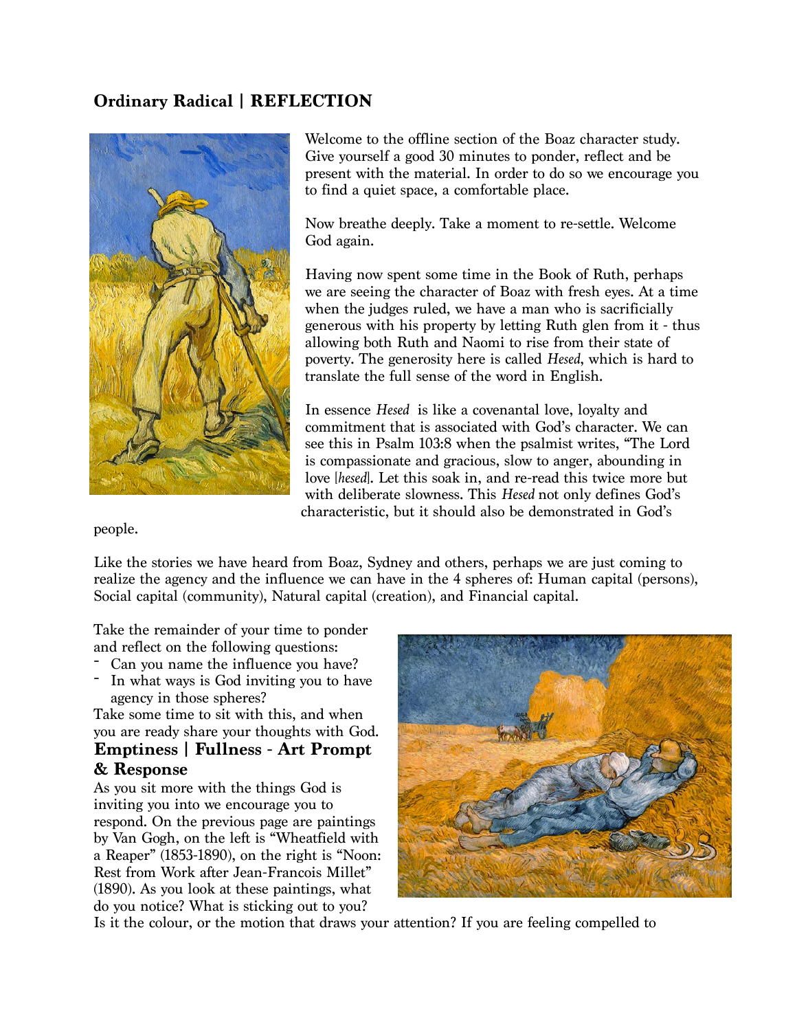## Ordinary Radical | REFLECTION

Welcome to the offline section of the Boaz character study. Give yourself a good 30 minutes to ponder, reflect and be present with the material. In order to do so we encourage you to find a quiet space, a comfortable place.

Now breathe deeply. Take a moment to re-settle. Welcome God again.

Having now spent some time in the Book of Ruth, perhaps we are seeing the character of Boaz with fresh eyes. At a time when the judges ruled, we have a man who is sacrificially generous with his property by letting Ruth glen from it - thus allowing both Ruth and Naomi to rise from their state of poverty. The generosity here is called *Hesed*, which is hard to translate the full sense of the word in English.

In essence *Hesed* is like a covenantal love, loyalty and commitment that is associated with God's character. We can see this in Psalm 103:8 when the psalmist writes, "The Lord is compassionate and gracious, slow to anger, abounding in love [*hesed*]. Let this soak in, and re-read this twice more but with deliberate slowness. This *Hesed* not only defines God's characteristic, but it should also be demonstrated in God's people.

Like the stories we have heard from Boaz, Sydney and others, perhaps we are just coming to realize the agency and the influence we can have in the 4 spheres of: Human capital (persons), Social capital (community), Natural capital (creation), and Financial capital.

Take the remainder of your time to ponder and reflect on the following questions:

- Can you name the influence you have?
- In what ways is God inviting you to have agency in those spheres?

Take some time to sit with this, and when you are ready share your thoughts with God.

### Emptiness | Fullness - Art Prompt & Response

As you sit more with the things God is inviting you into we encourage you to respond. On the previous page are paintings by Van Gogh, on the left is "Wheatfield with a Reaper" (1853-1890), on the right is "Noon: Rest from Work after Jean-Francois Millet" (1890). As you look at these paintings, what do you notice? What is sticking out to you? Is it the colour, or the motion that draws your attention? If you are feeling compelled to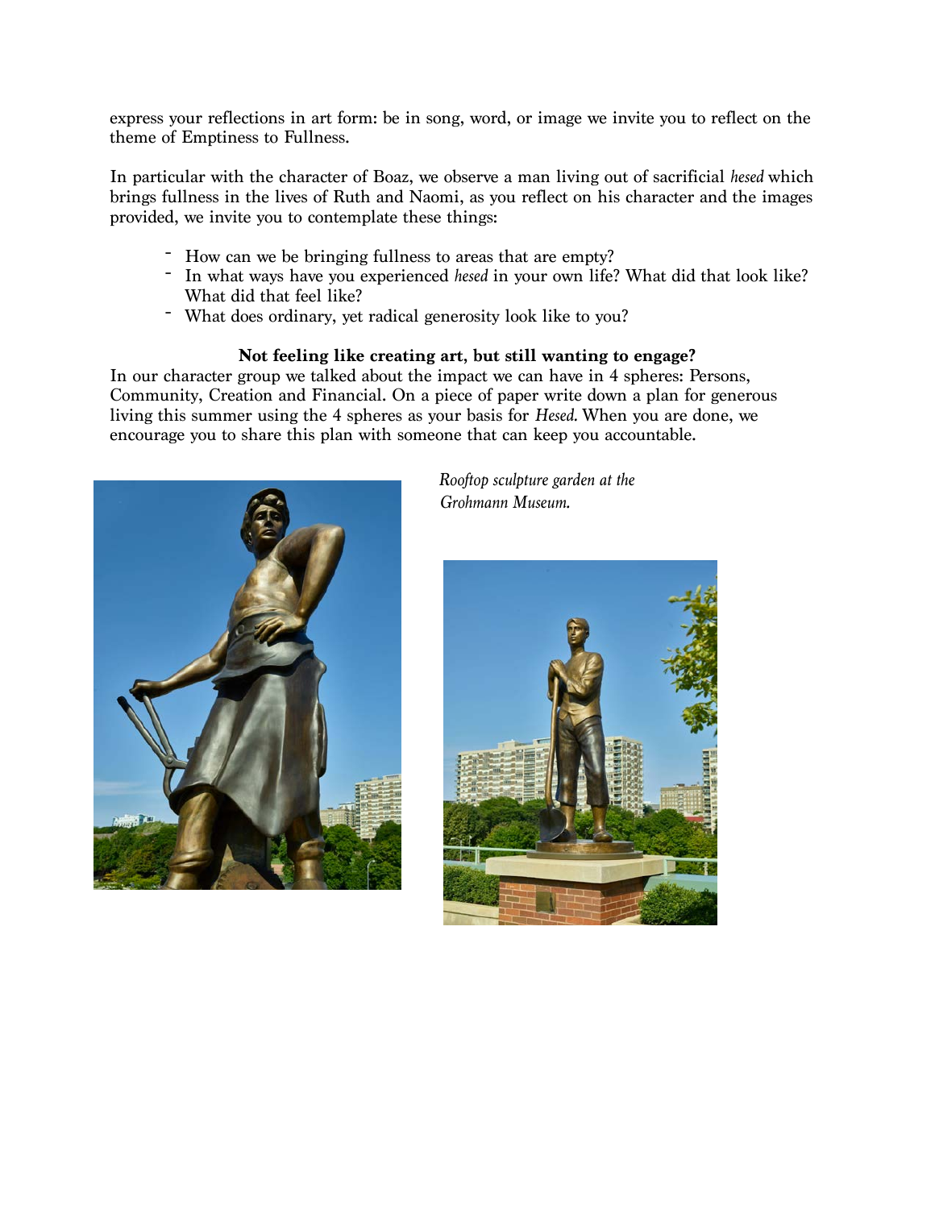express your reflections in art form: be in song, word, or image we invite you to reflect on the theme of Emptiness to Fullness.

In particular with the character of Boaz, we observe a man living out of sacrificial *hesed* which brings fullness in the lives of Ruth and Naomi, as you reflect on his character and the images provided, we invite you to contemplate these things:

- How can we be bringing fullness to areas that are empty?
- In what ways have you experienced *hesed* in your own life? What did that look like? What did that feel like?
- What does ordinary, yet radical generosity look like to you?

**Not feeling like creating art, but still wanting to engage?**

In our character group we talked about the impact we can have in 4 spheres: Persons, Community, Creation and Financial. On a piece of paper write down a plan for generous living this summer using the 4 spheres as your basis for *Hesed.* When you are done, we encourage you to share this plan with someone that can keep you accountable.

*Rooftop sculpture garden at the Grohmann Museum.*